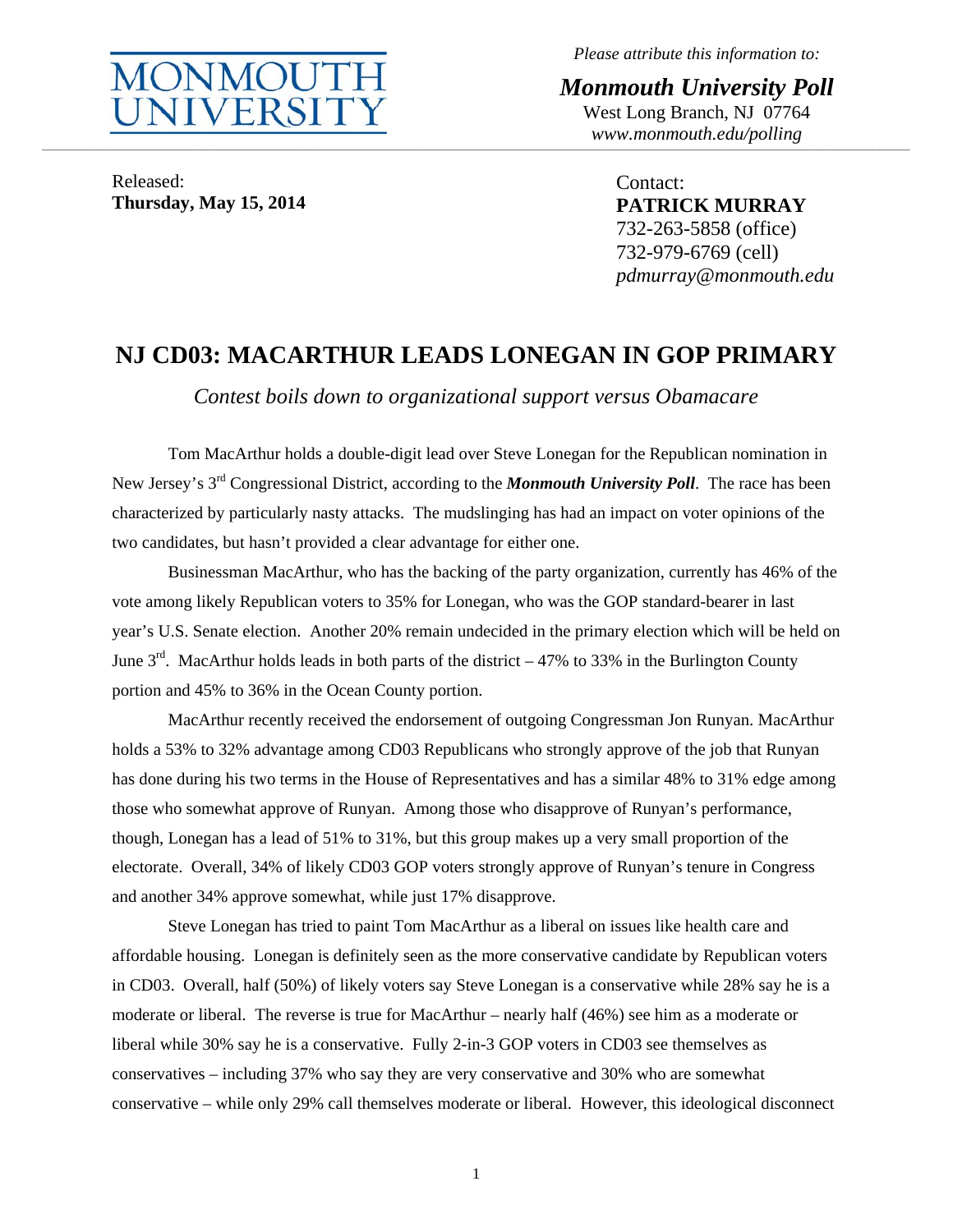**MONMOUTH UNIVERSITY**

*Please attribute this information to:*

***Monmouth University Poll***
West Long Branch, NJ 07764
*www.monmouth.edu/polling*

Released:
**Thursday, May 15, 2014**

Contact:
**PATRICK MURRAY**
732-263-5858 (office)
732-979-6769 (cell)
*pdmurray@monmouth.edu*

# NJ CD03: MACARTHUR LEADS LONEGAN IN GOP PRIMARY

*Contest boils down to organizational support versus Obamacare*

Tom MacArthur holds a double-digit lead over Steve Lonegan for the Republican nomination in New Jersey's 3rd Congressional District, according to the ***Monmouth University Poll***. The race has been characterized by particularly nasty attacks. The mudslinging has had an impact on voter opinions of the two candidates, but hasn't provided a clear advantage for either one.

Businessman MacArthur, who has the backing of the party organization, currently has 46% of the vote among likely Republican voters to 35% for Lonegan, who was the GOP standard-bearer in last year's U.S. Senate election. Another 20% remain undecided in the primary election which will be held on June 3rd. MacArthur holds leads in both parts of the district – 47% to 33% in the Burlington County portion and 45% to 36% in the Ocean County portion.

MacArthur recently received the endorsement of outgoing Congressman Jon Runyan. MacArthur holds a 53% to 32% advantage among CD03 Republicans who strongly approve of the job that Runyan has done during his two terms in the House of Representatives and has a similar 48% to 31% edge among those who somewhat approve of Runyan. Among those who disapprove of Runyan's performance, though, Lonegan has a lead of 51% to 31%, but this group makes up a very small proportion of the electorate. Overall, 34% of likely CD03 GOP voters strongly approve of Runyan's tenure in Congress and another 34% approve somewhat, while just 17% disapprove.

Steve Lonegan has tried to paint Tom MacArthur as a liberal on issues like health care and affordable housing. Lonegan is definitely seen as the more conservative candidate by Republican voters in CD03. Overall, half (50%) of likely voters say Steve Lonegan is a conservative while 28% say he is a moderate or liberal. The reverse is true for MacArthur – nearly half (46%) see him as a moderate or liberal while 30% say he is a conservative. Fully 2-in-3 GOP voters in CD03 see themselves as conservatives – including 37% who say they are very conservative and 30% who are somewhat conservative – while only 29% call themselves moderate or liberal. However, this ideological disconnect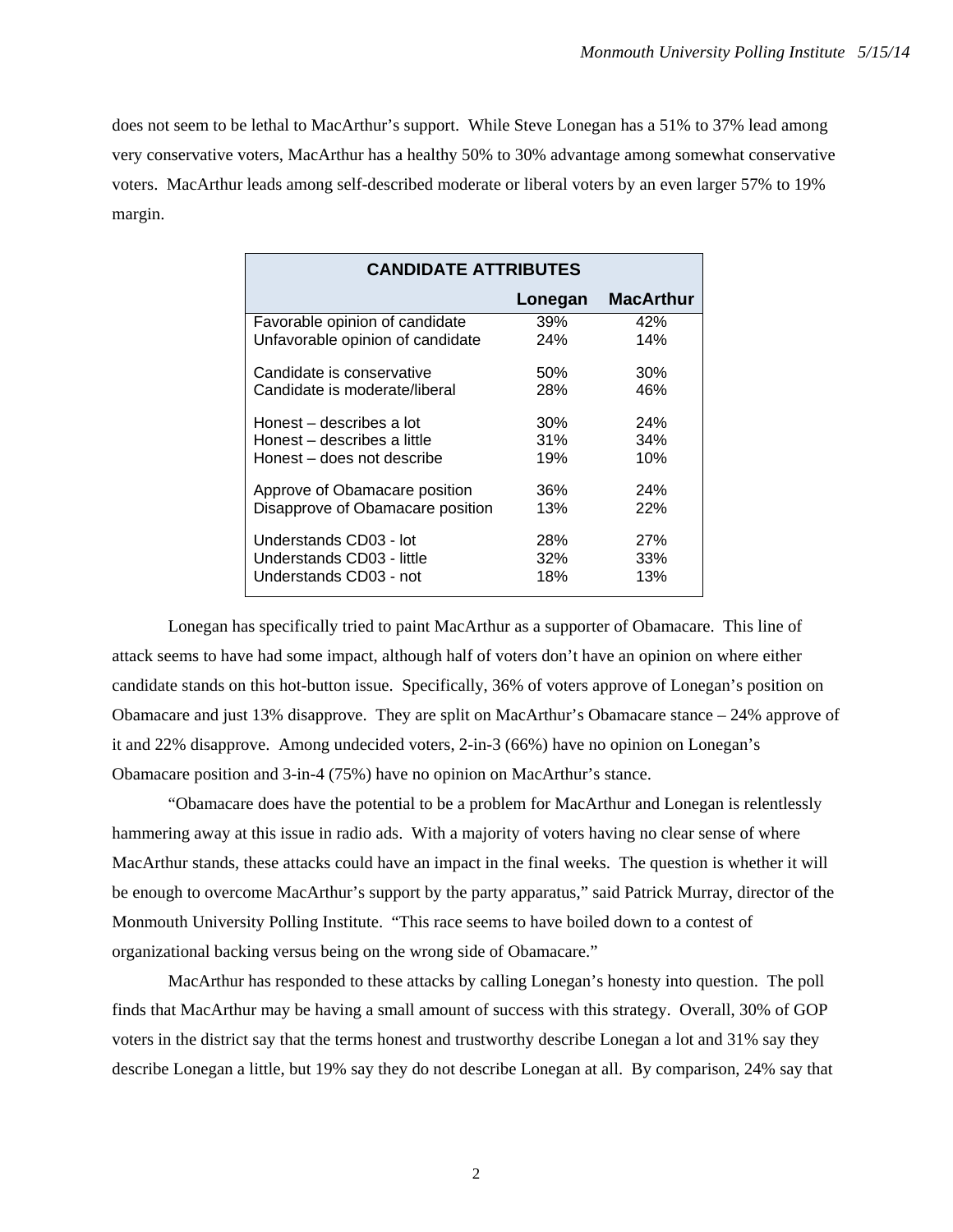does not seem to be lethal to MacArthur's support. While Steve Lonegan has a 51% to 37% lead among very conservative voters, MacArthur has a healthy 50% to 30% advantage among somewhat conservative voters. MacArthur leads among self-described moderate or liberal voters by an even larger 57% to 19% margin.

| CANDIDATE ATTRIBUTES | | |
|---|---|---|
| | Lonegan | MacArthur |
| Favorable opinion of candidate | 39% | 42% |
| Unfavorable opinion of candidate | 24% | 14% |
| Candidate is conservative | 50% | 30% |
| Candidate is moderate/liberal | 28% | 46% |
| Honest – describes a lot | 30% | 24% |
| Honest – describes a little | 31% | 34% |
| Honest – does not describe | 19% | 10% |
| Approve of Obamacare position | 36% | 24% |
| Disapprove of Obamacare position | 13% | 22% |
| Understands CD03 - lot | 28% | 27% |
| Understands CD03 - little | 32% | 33% |
| Understands CD03 - not | 18% | 13% |

Lonegan has specifically tried to paint MacArthur as a supporter of Obamacare. This line of attack seems to have had some impact, although half of voters don't have an opinion on where either candidate stands on this hot-button issue. Specifically, 36% of voters approve of Lonegan's position on Obamacare and just 13% disapprove. They are split on MacArthur's Obamacare stance – 24% approve of it and 22% disapprove. Among undecided voters, 2-in-3 (66%) have no opinion on Lonegan's Obamacare position and 3-in-4 (75%) have no opinion on MacArthur's stance.

"Obamacare does have the potential to be a problem for MacArthur and Lonegan is relentlessly hammering away at this issue in radio ads. With a majority of voters having no clear sense of where MacArthur stands, these attacks could have an impact in the final weeks. The question is whether it will be enough to overcome MacArthur's support by the party apparatus," said Patrick Murray, director of the Monmouth University Polling Institute. "This race seems to have boiled down to a contest of organizational backing versus being on the wrong side of Obamacare."

MacArthur has responded to these attacks by calling Lonegan's honesty into question. The poll finds that MacArthur may be having a small amount of success with this strategy. Overall, 30% of GOP voters in the district say that the terms honest and trustworthy describe Lonegan a lot and 31% say they describe Lonegan a little, but 19% say they do not describe Lonegan at all. By comparison, 24% say that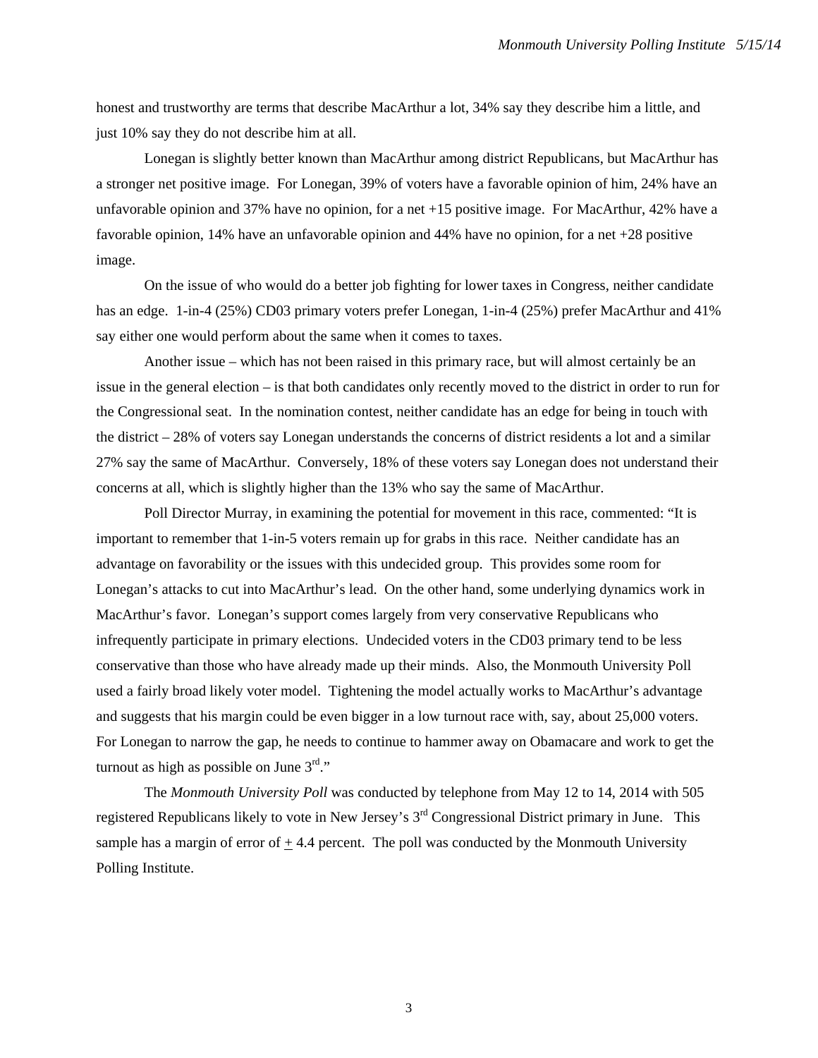honest and trustworthy are terms that describe MacArthur a lot, 34% say they describe him a little, and just 10% say they do not describe him at all.

Lonegan is slightly better known than MacArthur among district Republicans, but MacArthur has a stronger net positive image. For Lonegan, 39% of voters have a favorable opinion of him, 24% have an unfavorable opinion and 37% have no opinion, for a net +15 positive image. For MacArthur, 42% have a favorable opinion, 14% have an unfavorable opinion and 44% have no opinion, for a net +28 positive image.

On the issue of who would do a better job fighting for lower taxes in Congress, neither candidate has an edge. 1-in-4 (25%) CD03 primary voters prefer Lonegan, 1-in-4 (25%) prefer MacArthur and 41% say either one would perform about the same when it comes to taxes.

Another issue – which has not been raised in this primary race, but will almost certainly be an issue in the general election – is that both candidates only recently moved to the district in order to run for the Congressional seat. In the nomination contest, neither candidate has an edge for being in touch with the district – 28% of voters say Lonegan understands the concerns of district residents a lot and a similar 27% say the same of MacArthur. Conversely, 18% of these voters say Lonegan does not understand their concerns at all, which is slightly higher than the 13% who say the same of MacArthur.

Poll Director Murray, in examining the potential for movement in this race, commented: "It is important to remember that 1-in-5 voters remain up for grabs in this race. Neither candidate has an advantage on favorability or the issues with this undecided group. This provides some room for Lonegan's attacks to cut into MacArthur's lead. On the other hand, some underlying dynamics work in MacArthur's favor. Lonegan's support comes largely from very conservative Republicans who infrequently participate in primary elections. Undecided voters in the CD03 primary tend to be less conservative than those who have already made up their minds. Also, the Monmouth University Poll used a fairly broad likely voter model. Tightening the model actually works to MacArthur's advantage and suggests that his margin could be even bigger in a low turnout race with, say, about 25,000 voters. For Lonegan to narrow the gap, he needs to continue to hammer away on Obamacare and work to get the turnout as high as possible on June 3rd."

The *Monmouth University Poll* was conducted by telephone from May 12 to 14, 2014 with 505 registered Republicans likely to vote in New Jersey's 3rd Congressional District primary in June. This sample has a margin of error of ± 4.4 percent. The poll was conducted by the Monmouth University Polling Institute.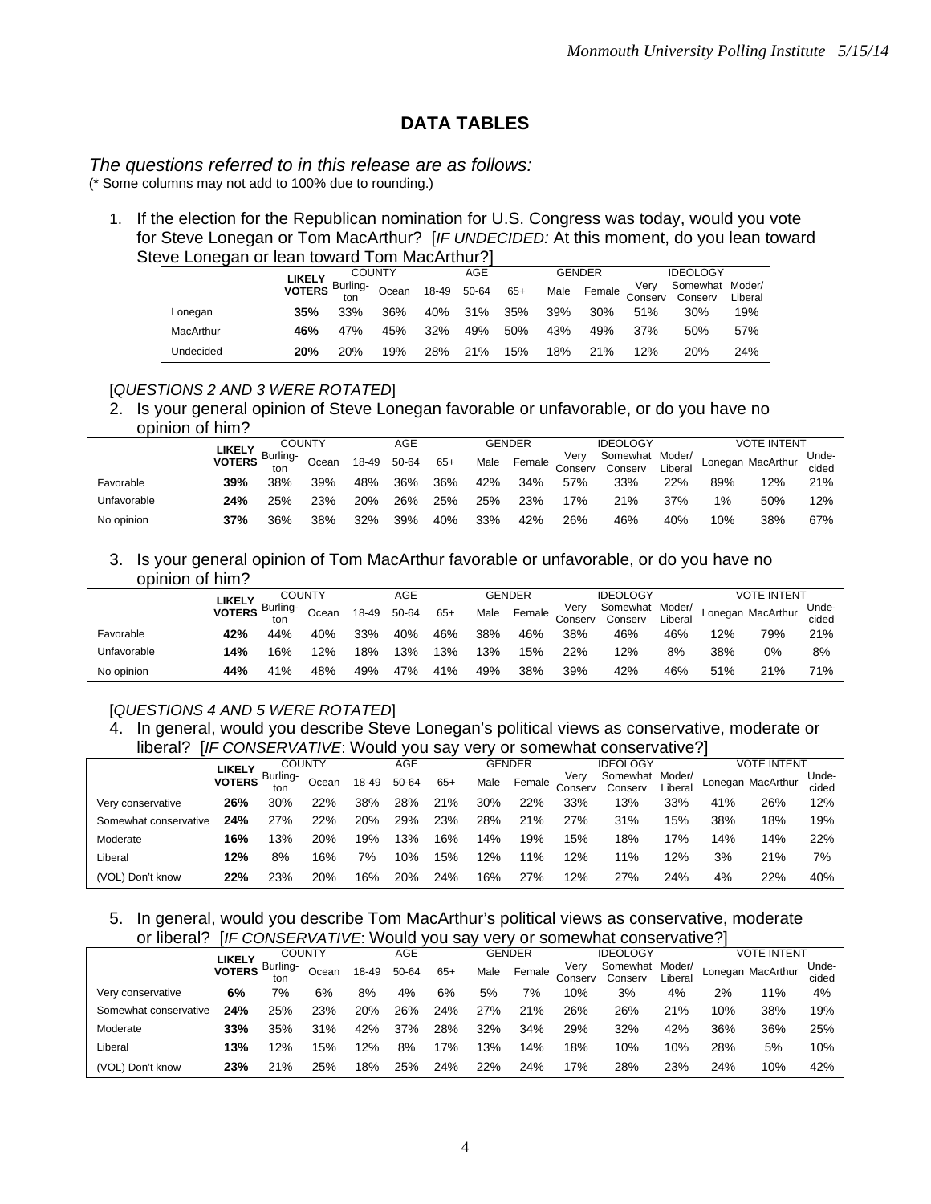## DATA TABLES

*The questions referred to in this release are as follows:*
(* Some columns may not add to 100% due to rounding.)

1. If the election for the Republican nomination for U.S. Congress was today, would you vote for Steve Lonegan or Tom MacArthur? [*IF UNDECIDED:* At this moment, do you lean toward Steve Lonegan or lean toward Tom MacArthur?]

| | LIKELY VOTERS | COUNTY | | AGE | | | GENDER | | IDEOLOGY | | |
|---|---|---|---|---|---|---|---|---|---|---|---|
| | | Burling-ton | Ocean | 18-49 | 50-64 | 65+ | Male | Female | Very Conserv | Somewhat Conserv | Moder/ Liberal |
| Lonegan | **35%** | 33% | 36% | 40% | 31% | 35% | 39% | 30% | 51% | 30% | 19% |
| MacArthur | **46%** | 47% | 45% | 32% | 49% | 50% | 43% | 49% | 37% | 50% | 57% |
| Undecided | **20%** | 20% | 19% | 28% | 21% | 15% | 18% | 21% | 12% | 20% | 24% |

[*QUESTIONS 2 AND 3 WERE ROTATED*]

2. Is your general opinion of Steve Lonegan favorable or unfavorable, or do you have no opinion of him?

| | LIKELY VOTERS | COUNTY | | AGE | | | GENDER | | IDEOLOGY | | | VOTE INTENT | | |
|---|---|---|---|---|---|---|---|---|---|---|---|---|---|---|
| | | Burling-ton | Ocean | 18-49 | 50-64 | 65+ | Male | Female | Very Conserv | Somewhat Conserv | Moder/ Liberal | Lonegan | MacArthur | Unde-cided |
| Favorable | **39%** | 38% | 39% | 48% | 36% | 36% | 42% | 34% | 57% | 33% | 22% | 89% | 12% | 21% |
| Unfavorable | **24%** | 25% | 23% | 20% | 26% | 25% | 25% | 23% | 17% | 21% | 37% | 1% | 50% | 12% |
| No opinion | **37%** | 36% | 38% | 32% | 39% | 40% | 33% | 42% | 26% | 46% | 40% | 10% | 38% | 67% |

3. Is your general opinion of Tom MacArthur favorable or unfavorable, or do you have no opinion of him?

| | LIKELY VOTERS | COUNTY | | AGE | | | GENDER | | IDEOLOGY | | | VOTE INTENT | | |
|---|---|---|---|---|---|---|---|---|---|---|---|---|---|---|
| | | Burling-ton | Ocean | 18-49 | 50-64 | 65+ | Male | Female | Very Conserv | Somewhat Conserv | Moder/ Liberal | Lonegan | MacArthur | Unde-cided |
| Favorable | **42%** | 44% | 40% | 33% | 40% | 46% | 38% | 46% | 38% | 46% | 46% | 12% | 79% | 21% |
| Unfavorable | **14%** | 16% | 12% | 18% | 13% | 13% | 13% | 15% | 22% | 12% | 8% | 38% | 0% | 8% |
| No opinion | **44%** | 41% | 48% | 49% | 47% | 41% | 49% | 38% | 39% | 42% | 46% | 51% | 21% | 71% |

[*QUESTIONS 4 AND 5 WERE ROTATED*]

4. In general, would you describe Steve Lonegan's political views as conservative, moderate or liberal? [*IF CONSERVATIVE*: Would you say very or somewhat conservative?]

| | LIKELY VOTERS | COUNTY | | AGE | | | GENDER | | IDEOLOGY | | | VOTE INTENT | | |
|---|---|---|---|---|---|---|---|---|---|---|---|---|---|---|
| | | Burling-ton | Ocean | 18-49 | 50-64 | 65+ | Male | Female | Very Conserv | Somewhat Conserv | Moder/ Liberal | Lonegan | MacArthur | Unde-cided |
| Very conservative | **26%** | 30% | 22% | 38% | 28% | 21% | 30% | 22% | 33% | 13% | 33% | 41% | 26% | 12% |
| Somewhat conservative | **24%** | 27% | 22% | 20% | 29% | 23% | 28% | 21% | 27% | 31% | 15% | 38% | 18% | 19% |
| Moderate | **16%** | 13% | 20% | 19% | 13% | 16% | 14% | 19% | 15% | 18% | 17% | 14% | 14% | 22% |
| Liberal | **12%** | 8% | 16% | 7% | 10% | 15% | 12% | 11% | 12% | 11% | 12% | 3% | 21% | 7% |
| (VOL) Don't know | **22%** | 23% | 20% | 16% | 20% | 24% | 16% | 27% | 12% | 27% | 24% | 4% | 22% | 40% |

5. In general, would you describe Tom MacArthur's political views as conservative, moderate or liberal? [*IF CONSERVATIVE*: Would you say very or somewhat conservative?]

| | LIKELY VOTERS | COUNTY | | AGE | | | GENDER | | IDEOLOGY | | | VOTE INTENT | | |
|---|---|---|---|---|---|---|---|---|---|---|---|---|---|---|
| | | Burling-ton | Ocean | 18-49 | 50-64 | 65+ | Male | Female | Very Conserv | Somewhat Conserv | Moder/ Liberal | Lonegan | MacArthur | Unde-cided |
| Very conservative | **6%** | 7% | 6% | 8% | 4% | 6% | 5% | 7% | 10% | 3% | 4% | 2% | 11% | 4% |
| Somewhat conservative | **24%** | 25% | 23% | 20% | 26% | 24% | 27% | 21% | 26% | 26% | 21% | 10% | 38% | 19% |
| Moderate | **33%** | 35% | 31% | 42% | 37% | 28% | 32% | 34% | 29% | 32% | 42% | 36% | 36% | 25% |
| Liberal | **13%** | 12% | 15% | 12% | 8% | 17% | 13% | 14% | 18% | 10% | 10% | 28% | 5% | 10% |
| (VOL) Don't know | **23%** | 21% | 25% | 18% | 25% | 24% | 22% | 24% | 17% | 28% | 23% | 24% | 10% | 42% |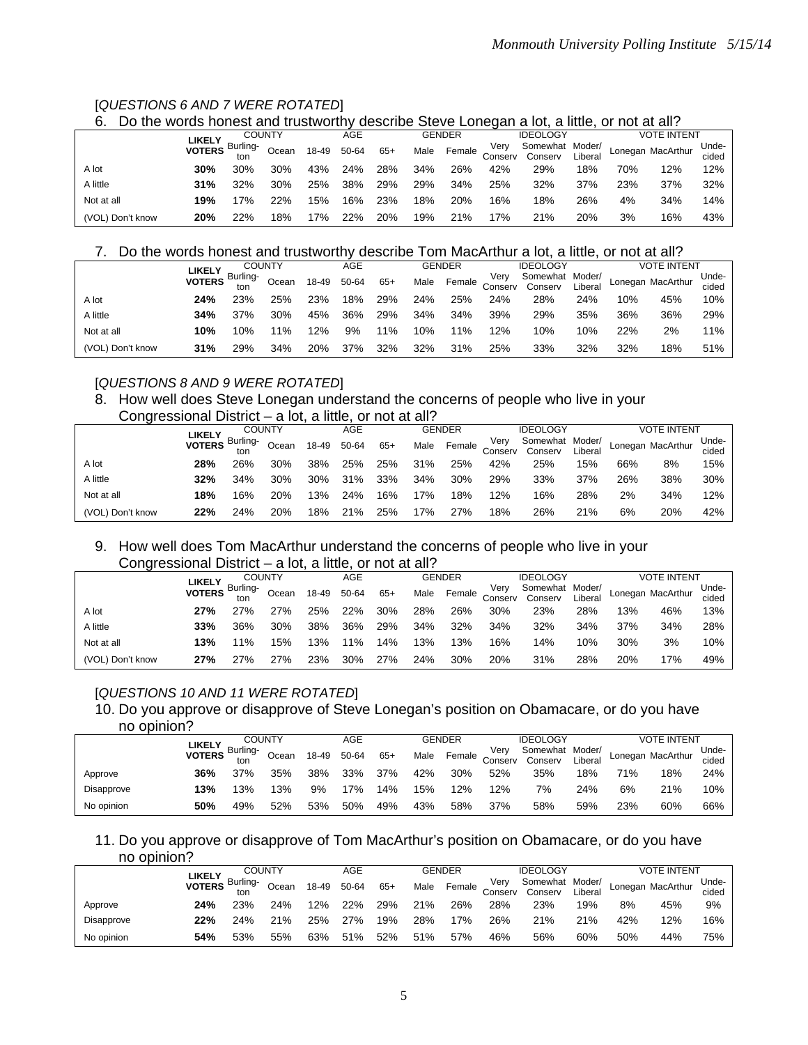[*QUESTIONS 6 AND 7 WERE ROTATED*]

6. Do the words honest and trustworthy describe Steve Lonegan a lot, a little, or not at all?

| | LIKELY VOTERS | COUNTY | | AGE | | | GENDER | | IDEOLOGY | | | VOTE INTENT | | |
|---|---|---|---|---|---|---|---|---|---|---|---|---|---|---|
| | | Burlington | Ocean | 18-49 | 50-64 | 65+ | Male | Female | Very Conserv | Somewhat Conserv | Moder/ Liberal | Lonegan | MacArthur | Undecided |
| A lot | **30%** | 30% | 30% | 43% | 24% | 28% | 34% | 26% | 42% | 29% | 18% | 70% | 12% | 12% |
| A little | **31%** | 32% | 30% | 25% | 38% | 29% | 29% | 34% | 25% | 32% | 37% | 23% | 37% | 32% |
| Not at all | **19%** | 17% | 22% | 15% | 16% | 23% | 18% | 20% | 16% | 18% | 26% | 4% | 34% | 14% |
| (VOL) Don't know | **20%** | 22% | 18% | 17% | 22% | 20% | 19% | 21% | 17% | 21% | 20% | 3% | 16% | 43% |

7. Do the words honest and trustworthy describe Tom MacArthur a lot, a little, or not at all?

| | LIKELY VOTERS | COUNTY | | AGE | | | GENDER | | IDEOLOGY | | | VOTE INTENT | | |
|---|---|---|---|---|---|---|---|---|---|---|---|---|---|---|
| | | Burlington | Ocean | 18-49 | 50-64 | 65+ | Male | Female | Very Conserv | Somewhat Conserv | Moder/ Liberal | Lonegan | MacArthur | Undecided |
| A lot | **24%** | 23% | 25% | 23% | 18% | 29% | 24% | 25% | 24% | 28% | 24% | 10% | 45% | 10% |
| A little | **34%** | 37% | 30% | 45% | 36% | 29% | 34% | 34% | 39% | 29% | 35% | 36% | 36% | 29% |
| Not at all | **10%** | 10% | 11% | 12% | 9% | 11% | 10% | 11% | 12% | 10% | 10% | 22% | 2% | 11% |
| (VOL) Don't know | **31%** | 29% | 34% | 20% | 37% | 32% | 32% | 31% | 25% | 33% | 32% | 32% | 18% | 51% |

[*QUESTIONS 8 AND 9 WERE ROTATED*]

8. How well does Steve Lonegan understand the concerns of people who live in your Congressional District – a lot, a little, or not at all?

| | LIKELY VOTERS | COUNTY | | AGE | | | GENDER | | IDEOLOGY | | | VOTE INTENT | | |
|---|---|---|---|---|---|---|---|---|---|---|---|---|---|---|
| | | Burlington | Ocean | 18-49 | 50-64 | 65+ | Male | Female | Very Conserv | Somewhat Conserv | Moder/ Liberal | Lonegan | MacArthur | Undecided |
| A lot | **28%** | 26% | 30% | 38% | 25% | 25% | 31% | 25% | 42% | 25% | 15% | 66% | 8% | 15% |
| A little | **32%** | 34% | 30% | 30% | 31% | 33% | 34% | 30% | 29% | 33% | 37% | 26% | 38% | 30% |
| Not at all | **18%** | 16% | 20% | 13% | 24% | 16% | 17% | 18% | 12% | 16% | 28% | 2% | 34% | 12% |
| (VOL) Don't know | **22%** | 24% | 20% | 18% | 21% | 25% | 17% | 27% | 18% | 26% | 21% | 6% | 20% | 42% |

9. How well does Tom MacArthur understand the concerns of people who live in your Congressional District – a lot, a little, or not at all?

| | LIKELY VOTERS | COUNTY | | AGE | | | GENDER | | IDEOLOGY | | | VOTE INTENT | | |
|---|---|---|---|---|---|---|---|---|---|---|---|---|---|---|
| | | Burlington | Ocean | 18-49 | 50-64 | 65+ | Male | Female | Very Conserv | Somewhat Conserv | Moder/ Liberal | Lonegan | MacArthur | Undecided |
| A lot | **27%** | 27% | 27% | 25% | 22% | 30% | 28% | 26% | 30% | 23% | 28% | 13% | 46% | 13% |
| A little | **33%** | 36% | 30% | 38% | 36% | 29% | 34% | 32% | 34% | 32% | 34% | 37% | 34% | 28% |
| Not at all | **13%** | 11% | 15% | 13% | 11% | 14% | 13% | 13% | 16% | 14% | 10% | 30% | 3% | 10% |
| (VOL) Don't know | **27%** | 27% | 27% | 23% | 30% | 27% | 24% | 30% | 20% | 31% | 28% | 20% | 17% | 49% |

[*QUESTIONS 10 AND 11 WERE ROTATED*]

10. Do you approve or disapprove of Steve Lonegan's position on Obamacare, or do you have no opinion?

| | LIKELY VOTERS | COUNTY | | AGE | | | GENDER | | IDEOLOGY | | | VOTE INTENT | | |
|---|---|---|---|---|---|---|---|---|---|---|---|---|---|---|
| | | Burlington | Ocean | 18-49 | 50-64 | 65+ | Male | Female | Very Conserv | Somewhat Conserv | Moder/ Liberal | Lonegan | MacArthur | Undecided |
| Approve | **36%** | 37% | 35% | 38% | 33% | 37% | 42% | 30% | 52% | 35% | 18% | 71% | 18% | 24% |
| Disapprove | **13%** | 13% | 13% | 9% | 17% | 14% | 15% | 12% | 12% | 7% | 24% | 6% | 21% | 10% |
| No opinion | **50%** | 49% | 52% | 53% | 50% | 49% | 43% | 58% | 37% | 58% | 59% | 23% | 60% | 66% |

11. Do you approve or disapprove of Tom MacArthur's position on Obamacare, or do you have no opinion?

| | LIKELY VOTERS | COUNTY | | AGE | | | GENDER | | IDEOLOGY | | | VOTE INTENT | | |
|---|---|---|---|---|---|---|---|---|---|---|---|---|---|---|
| | | Burlington | Ocean | 18-49 | 50-64 | 65+ | Male | Female | Very Conserv | Somewhat Conserv | Moder/ Liberal | Lonegan | MacArthur | Undecided |
| Approve | **24%** | 23% | 24% | 12% | 22% | 29% | 21% | 26% | 28% | 23% | 19% | 8% | 45% | 9% |
| Disapprove | **22%** | 24% | 21% | 25% | 27% | 19% | 28% | 17% | 26% | 21% | 21% | 42% | 12% | 16% |
| No opinion | **54%** | 53% | 55% | 63% | 51% | 52% | 51% | 57% | 46% | 56% | 60% | 50% | 44% | 75% |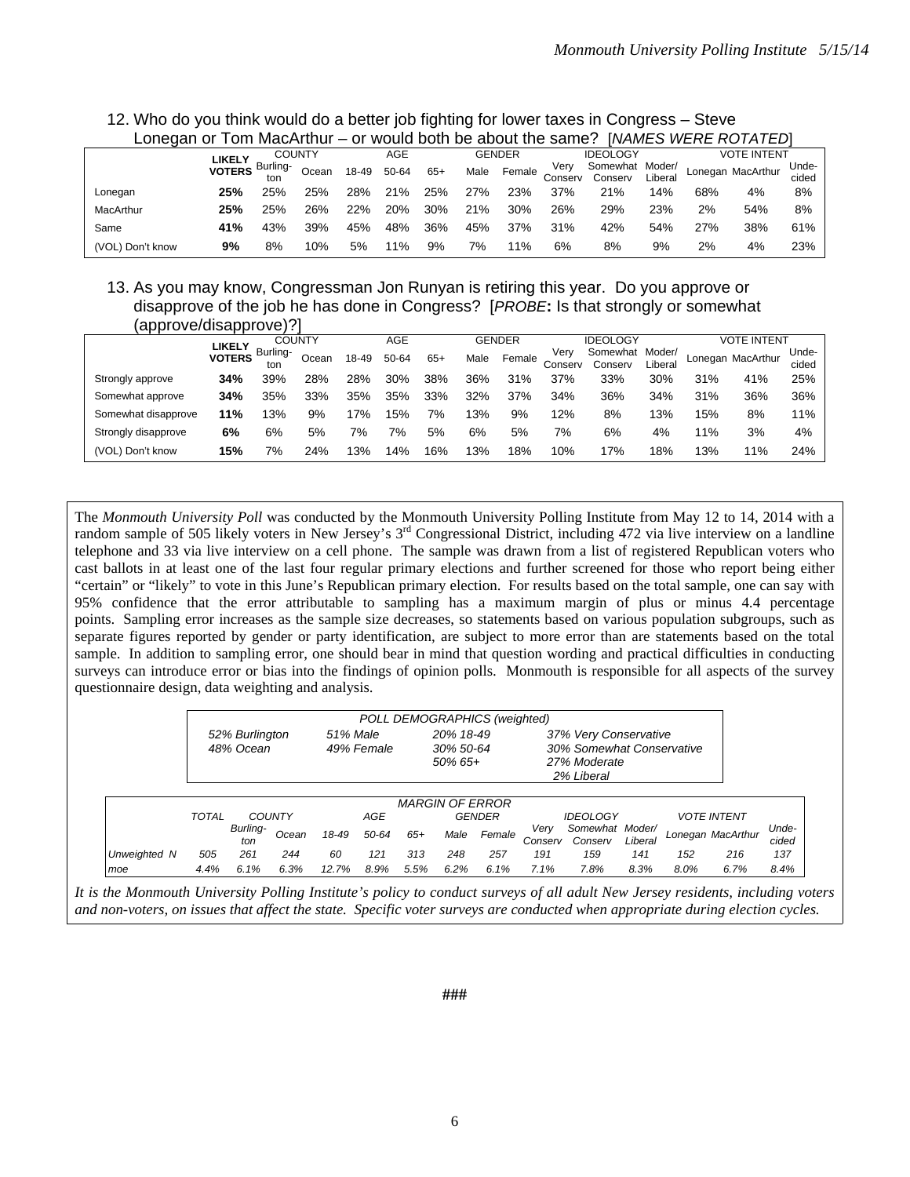12. Who do you think would do a better job fighting for lower taxes in Congress – Steve Lonegan or Tom MacArthur – or would both be about the same? [*NAMES WERE ROTATED*]

| | LIKELY VOTERS | COUNTY | | AGE | | | GENDER | | IDEOLOGY | | | VOTE INTENT | | |
|---|---|---|---|---|---|---|---|---|---|---|---|---|---|---|
| | | Burling-ton | Ocean | 18-49 | 50-64 | 65+ | Male | Female | Very Conserv | Somewhat Conserv | Moder/ Liberal | Lonegan | MacArthur | Unde-cided |
| Lonegan | **25%** | 25% | 25% | 28% | 21% | 25% | 27% | 23% | 37% | 21% | 14% | 68% | 4% | 8% |
| MacArthur | **25%** | 25% | 26% | 22% | 20% | 30% | 21% | 30% | 26% | 29% | 23% | 2% | 54% | 8% |
| Same | **41%** | 43% | 39% | 45% | 48% | 36% | 45% | 37% | 31% | 42% | 54% | 27% | 38% | 61% |
| (VOL) Don't know | **9%** | 8% | 10% | 5% | 11% | 9% | 7% | 11% | 6% | 8% | 9% | 2% | 4% | 23% |

13. As you may know, Congressman Jon Runyan is retiring this year. Do you approve or disapprove of the job he has done in Congress? [*PROBE***:** Is that strongly or somewhat (approve/disapprove)?]

| | LIKELY VOTERS | COUNTY | | AGE | | | GENDER | | IDEOLOGY | | | VOTE INTENT | | |
|---|---|---|---|---|---|---|---|---|---|---|---|---|---|---|
| | | Burling-ton | Ocean | 18-49 | 50-64 | 65+ | Male | Female | Very Conserv | Somewhat Conserv | Moder/ Liberal | Lonegan | MacArthur | Unde-cided |
| Strongly approve | **34%** | 39% | 28% | 28% | 30% | 38% | 36% | 31% | 37% | 33% | 30% | 31% | 41% | 25% |
| Somewhat approve | **34%** | 35% | 33% | 35% | 35% | 33% | 32% | 37% | 34% | 36% | 34% | 31% | 36% | 36% |
| Somewhat disapprove | **11%** | 13% | 9% | 17% | 15% | 7% | 13% | 9% | 12% | 8% | 13% | 15% | 8% | 11% |
| Strongly disapprove | **6%** | 6% | 5% | 7% | 7% | 5% | 6% | 5% | 7% | 6% | 4% | 11% | 3% | 4% |
| (VOL) Don't know | **15%** | 7% | 24% | 13% | 14% | 16% | 13% | 18% | 10% | 17% | 18% | 13% | 11% | 24% |

The *Monmouth University Poll* was conducted by the Monmouth University Polling Institute from May 12 to 14, 2014 with a random sample of 505 likely voters in New Jersey's 3rd Congressional District, including 472 via live interview on a landline telephone and 33 via live interview on a cell phone. The sample was drawn from a list of registered Republican voters who cast ballots in at least one of the last four regular primary elections and further screened for those who report being either "certain" or "likely" to vote in this June's Republican primary election. For results based on the total sample, one can say with 95% confidence that the error attributable to sampling has a maximum margin of plus or minus 4.4 percentage points. Sampling error increases as the sample size decreases, so statements based on various population subgroups, such as separate figures reported by gender or party identification, are subject to more error than are statements based on the total sample. In addition to sampling error, one should bear in mind that question wording and practical difficulties in conducting surveys can introduce error or bias into the findings of opinion polls. Monmouth is responsible for all aspects of the survey questionnaire design, data weighting and analysis.

*POLL DEMOGRAPHICS (weighted)*

| | | | |
|---|---|---|---|
| *52% Burlington* | *51% Male* | *20% 18-49* | *37% Very Conservative* |
| *48% Ocean* | *49% Female* | *30% 50-64* | *30% Somewhat Conservative* |
| | | *50% 65+* | *27% Moderate* |
| | | | *2% Liberal* |

*MARGIN OF ERROR*

| | *TOTAL* | *COUNTY* | | *AGE* | | | *GENDER* | | *IDEOLOGY* | | | *VOTE INTENT* | | |
|---|---|---|---|---|---|---|---|---|---|---|---|---|---|---|
| | | *Burling-ton* | *Ocean* | *18-49* | *50-64* | *65+* | *Male* | *Female* | *Very Conserv* | *Somewhat Conserv* | *Moder/ Liberal* | *Lonegan* | *MacArthur* | *Unde-cided* |
| *Unweighted N* | *505* | *261* | *244* | *60* | *121* | *313* | *248* | *257* | *191* | *159* | *141* | *152* | *216* | *137* |
| *moe* | *4.4%* | *6.1%* | *6.3%* | *12.7%* | *8.9%* | *5.5%* | *6.2%* | *6.1%* | *7.1%* | *7.8%* | *8.3%* | *8.0%* | *6.7%* | *8.4%* |

*It is the Monmouth University Polling Institute's policy to conduct surveys of all adult New Jersey residents, including voters and non-voters, on issues that affect the state. Specific voter surveys are conducted when appropriate during election cycles.*

###